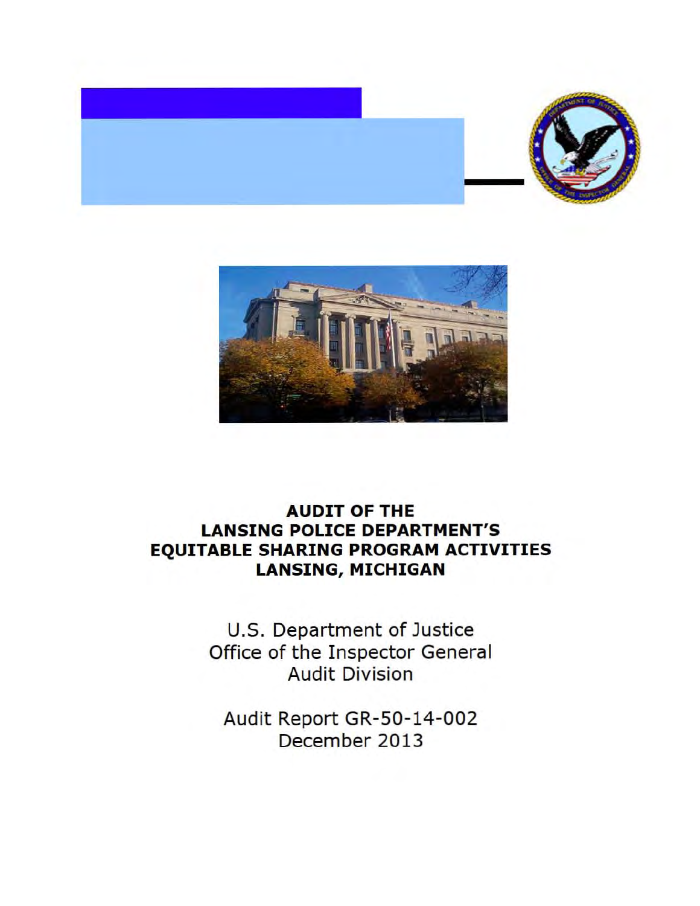# AUDIT OF THE LANSING POLICE DEPARTMENT'S EQUITABLE SHARING PROGRAM ACTIVITIES LANSING, MICHIGAN

U.S. Department of Justice
Office of the Inspector General
Audit Division

Audit Report GR-50-14-002
December 2013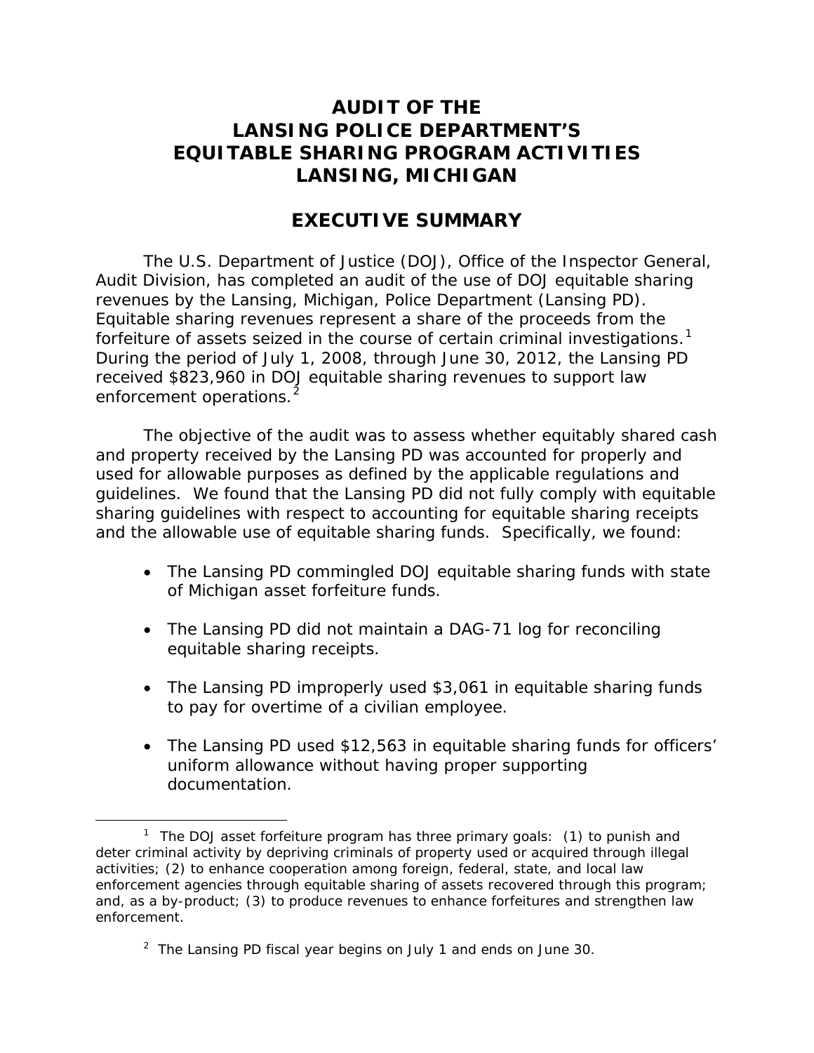# AUDIT OF THE LANSING POLICE DEPARTMENT'S EQUITABLE SHARING PROGRAM ACTIVITIES LANSING, MICHIGAN

## EXECUTIVE SUMMARY

The U.S. Department of Justice (DOJ), Office of the Inspector General, Audit Division, has completed an audit of the use of DOJ equitable sharing revenues by the Lansing, Michigan, Police Department (Lansing PD). Equitable sharing revenues represent a share of the proceeds from the forfeiture of assets seized in the course of certain criminal investigations.[1] During the period of July 1, 2008, through June 30, 2012, the Lansing PD received $823,960 in DOJ equitable sharing revenues to support law enforcement operations.[2]

The objective of the audit was to assess whether equitably shared cash and property received by the Lansing PD was accounted for properly and used for allowable purposes as defined by the applicable regulations and guidelines. We found that the Lansing PD did not fully comply with equitable sharing guidelines with respect to accounting for equitable sharing receipts and the allowable use of equitable sharing funds. Specifically, we found:

- The Lansing PD commingled DOJ equitable sharing funds with state of Michigan asset forfeiture funds.
- The Lansing PD did not maintain a DAG-71 log for reconciling equitable sharing receipts.
- The Lansing PD improperly used $3,061 in equitable sharing funds to pay for overtime of a civilian employee.
- The Lansing PD used $12,563 in equitable sharing funds for officers' uniform allowance without having proper supporting documentation.

---

[1] The DOJ asset forfeiture program has three primary goals: (1) to punish and deter criminal activity by depriving criminals of property used or acquired through illegal activities; (2) to enhance cooperation among foreign, federal, state, and local law enforcement agencies through equitable sharing of assets recovered through this program; and, as a by-product; (3) to produce revenues to enhance forfeitures and strengthen law enforcement.

[2] The Lansing PD fiscal year begins on July 1 and ends on June 30.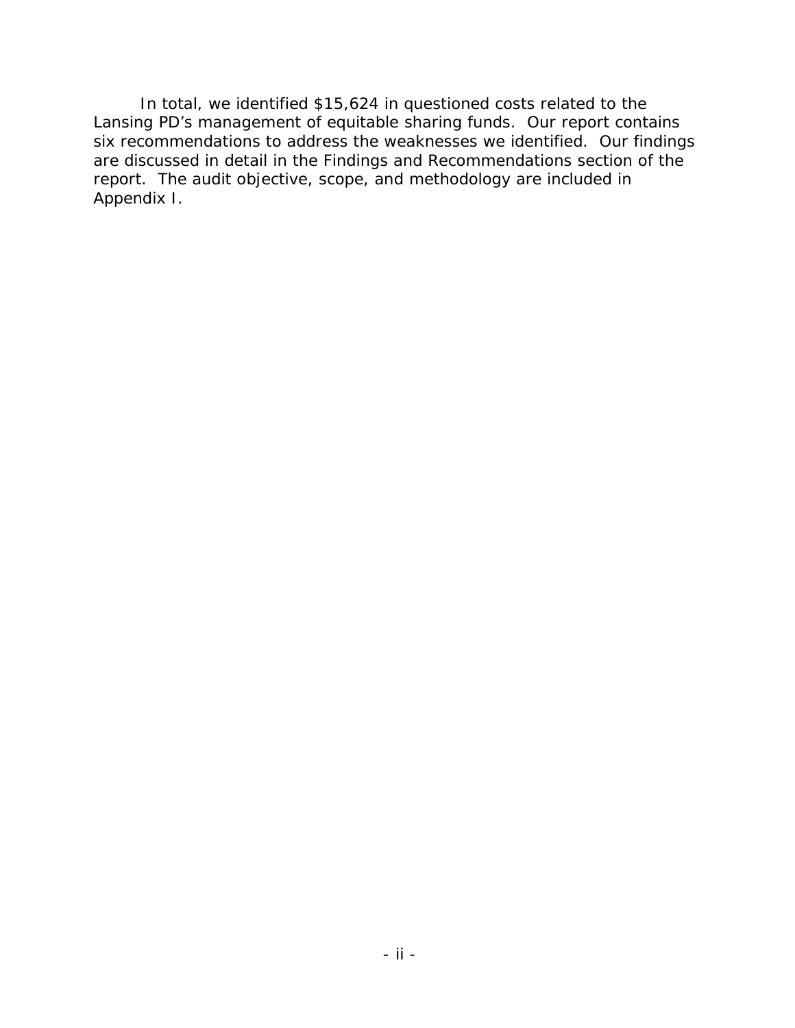In total, we identified $15,624 in questioned costs related to the Lansing PD's management of equitable sharing funds. Our report contains six recommendations to address the weaknesses we identified. Our findings are discussed in detail in the Findings and Recommendations section of the report. The audit objective, scope, and methodology are included in Appendix I.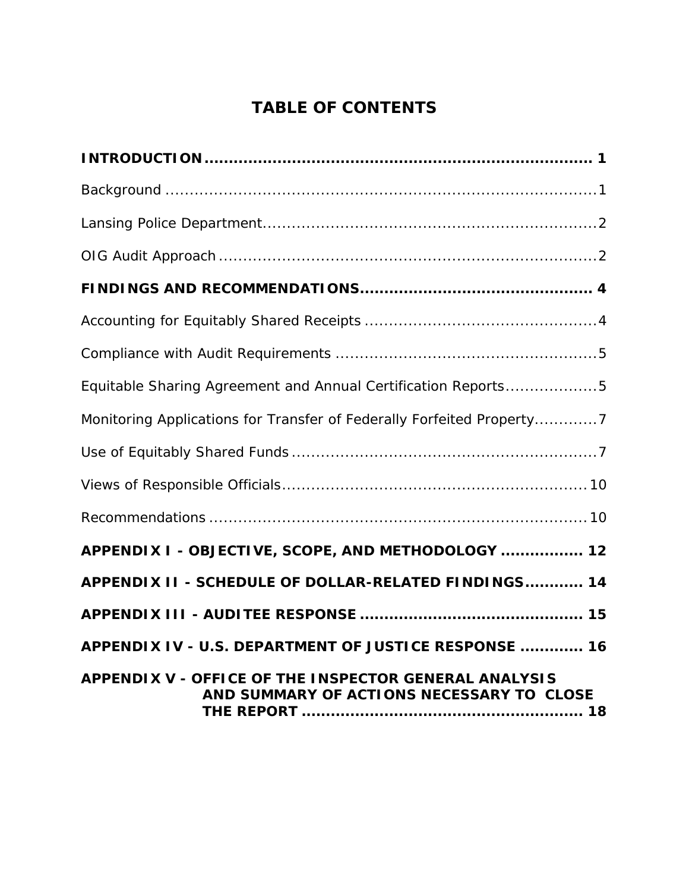# TABLE OF CONTENTS

**INTRODUCTION** ........................................................................ **1**

Background ........................................................................ 1

Lansing Police Department ........................................................................ 2

OIG Audit Approach ........................................................................ 2

**FINDINGS AND RECOMMENDATIONS** ........................................................................ **4**

Accounting for Equitably Shared Receipts ........................................................................ 4

Compliance with Audit Requirements ........................................................................ 5

Equitable Sharing Agreement and Annual Certification Reports ........................................................................ 5

Monitoring Applications for Transfer of Federally Forfeited Property ........................................................................ 7

Use of Equitably Shared Funds ........................................................................ 7

Views of Responsible Officials ........................................................................ 10

Recommendations ........................................................................ 10

**APPENDIX I - OBJECTIVE, SCOPE, AND METHODOLOGY** ........................................................................ **12**

**APPENDIX II - SCHEDULE OF DOLLAR-RELATED FINDINGS** ........................................................................ **14**

**APPENDIX III - AUDITEE RESPONSE** ........................................................................ **15**

**APPENDIX IV - U.S. DEPARTMENT OF JUSTICE RESPONSE** ........................................................................ **16**

**APPENDIX V - OFFICE OF THE INSPECTOR GENERAL ANALYSIS AND SUMMARY OF ACTIONS NECESSARY TO CLOSE THE REPORT** ........................................................................ **18**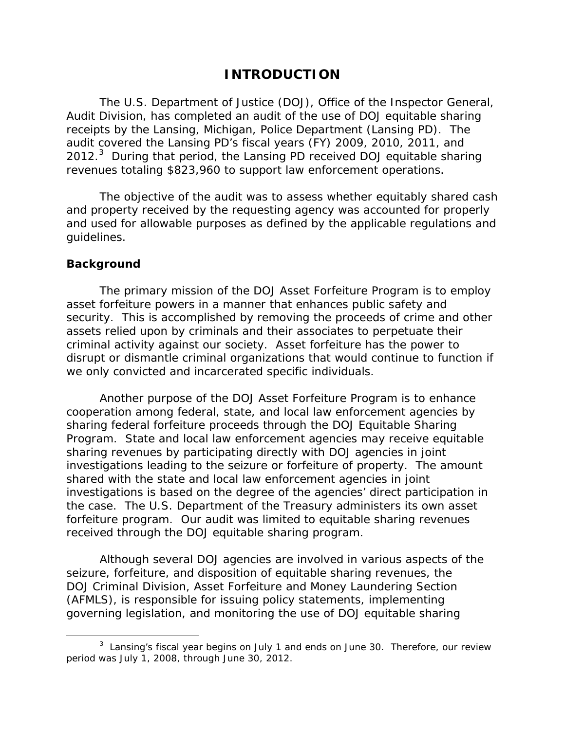# INTRODUCTION

The U.S. Department of Justice (DOJ), Office of the Inspector General, Audit Division, has completed an audit of the use of DOJ equitable sharing receipts by the Lansing, Michigan, Police Department (Lansing PD). The audit covered the Lansing PD's fiscal years (FY) 2009, 2010, 2011, and 2012.[3] During that period, the Lansing PD received DOJ equitable sharing revenues totaling $823,960 to support law enforcement operations.

The objective of the audit was to assess whether equitably shared cash and property received by the requesting agency was accounted for properly and used for allowable purposes as defined by the applicable regulations and guidelines.

## Background

The primary mission of the DOJ Asset Forfeiture Program is to employ asset forfeiture powers in a manner that enhances public safety and security. This is accomplished by removing the proceeds of crime and other assets relied upon by criminals and their associates to perpetuate their criminal activity against our society. Asset forfeiture has the power to disrupt or dismantle criminal organizations that would continue to function if we only convicted and incarcerated specific individuals.

Another purpose of the DOJ Asset Forfeiture Program is to enhance cooperation among federal, state, and local law enforcement agencies by sharing federal forfeiture proceeds through the DOJ Equitable Sharing Program. State and local law enforcement agencies may receive equitable sharing revenues by participating directly with DOJ agencies in joint investigations leading to the seizure or forfeiture of property. The amount shared with the state and local law enforcement agencies in joint investigations is based on the degree of the agencies' direct participation in the case. The U.S. Department of the Treasury administers its own asset forfeiture program. Our audit was limited to equitable sharing revenues received through the DOJ equitable sharing program.

Although several DOJ agencies are involved in various aspects of the seizure, forfeiture, and disposition of equitable sharing revenues, the DOJ Criminal Division, Asset Forfeiture and Money Laundering Section (AFMLS), is responsible for issuing policy statements, implementing governing legislation, and monitoring the use of DOJ equitable sharing

[3] Lansing's fiscal year begins on July 1 and ends on June 30. Therefore, our review period was July 1, 2008, through June 30, 2012.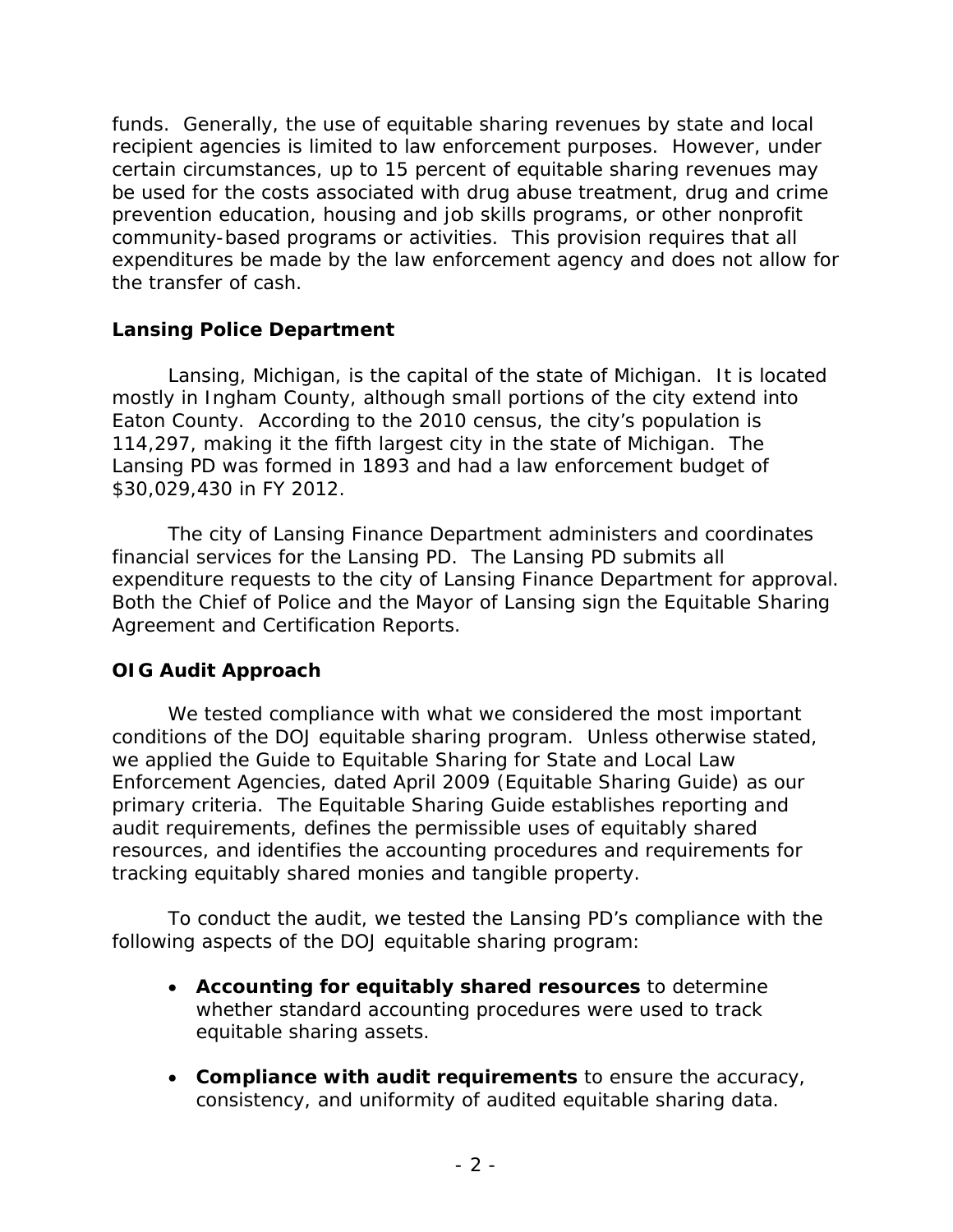funds. Generally, the use of equitable sharing revenues by state and local recipient agencies is limited to law enforcement purposes. However, under certain circumstances, up to 15 percent of equitable sharing revenues may be used for the costs associated with drug abuse treatment, drug and crime prevention education, housing and job skills programs, or other nonprofit community-based programs or activities. This provision requires that all expenditures be made by the law enforcement agency and does not allow for the transfer of cash.

## Lansing Police Department

Lansing, Michigan, is the capital of the state of Michigan. It is located mostly in Ingham County, although small portions of the city extend into Eaton County. According to the 2010 census, the city's population is 114,297, making it the fifth largest city in the state of Michigan. The Lansing PD was formed in 1893 and had a law enforcement budget of $30,029,430 in FY 2012.

The city of Lansing Finance Department administers and coordinates financial services for the Lansing PD. The Lansing PD submits all expenditure requests to the city of Lansing Finance Department for approval. Both the Chief of Police and the Mayor of Lansing sign the Equitable Sharing Agreement and Certification Reports.

## OIG Audit Approach

We tested compliance with what we considered the most important conditions of the DOJ equitable sharing program. Unless otherwise stated, we applied the Guide to Equitable Sharing for State and Local Law Enforcement Agencies, dated April 2009 (Equitable Sharing Guide) as our primary criteria. The Equitable Sharing Guide establishes reporting and audit requirements, defines the permissible uses of equitably shared resources, and identifies the accounting procedures and requirements for tracking equitably shared monies and tangible property.

To conduct the audit, we tested the Lansing PD's compliance with the following aspects of the DOJ equitable sharing program:

- **Accounting for equitably shared resources** to determine whether standard accounting procedures were used to track equitable sharing assets.
- **Compliance with audit requirements** to ensure the accuracy, consistency, and uniformity of audited equitable sharing data.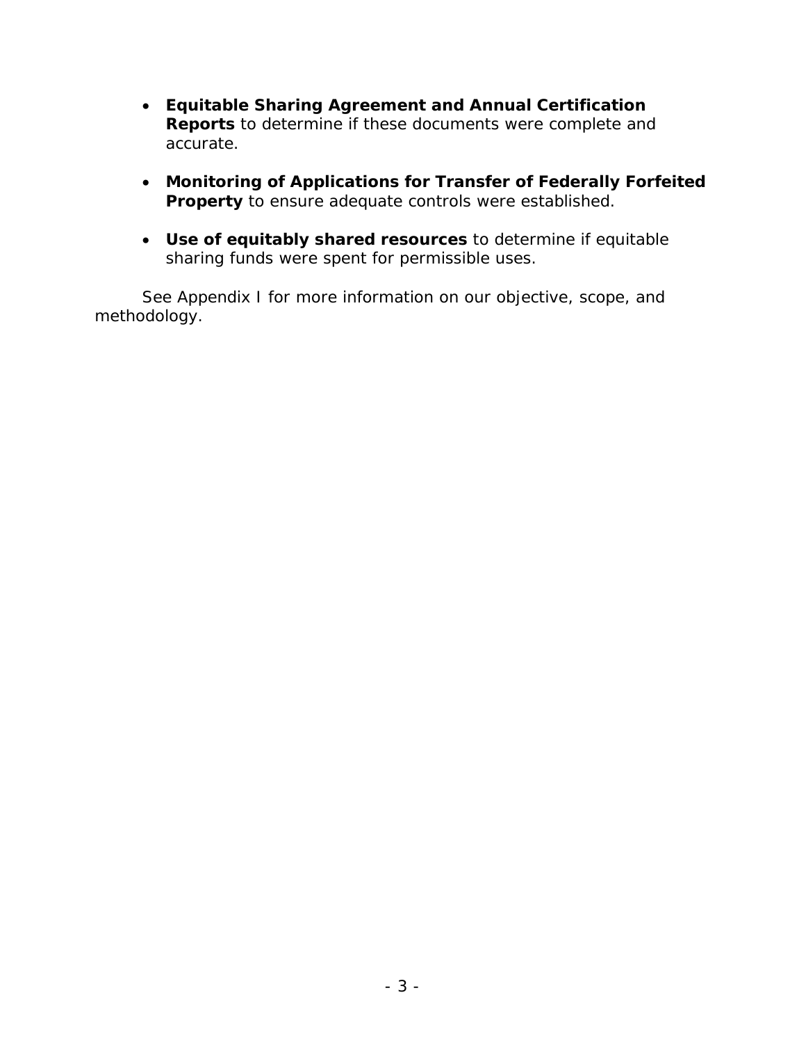- **Equitable Sharing Agreement and Annual Certification Reports** to determine if these documents were complete and accurate.

- **Monitoring of Applications for Transfer of Federally Forfeited Property** to ensure adequate controls were established.

- **Use of equitably shared resources** to determine if equitable sharing funds were spent for permissible uses.

See Appendix I for more information on our objective, scope, and methodology.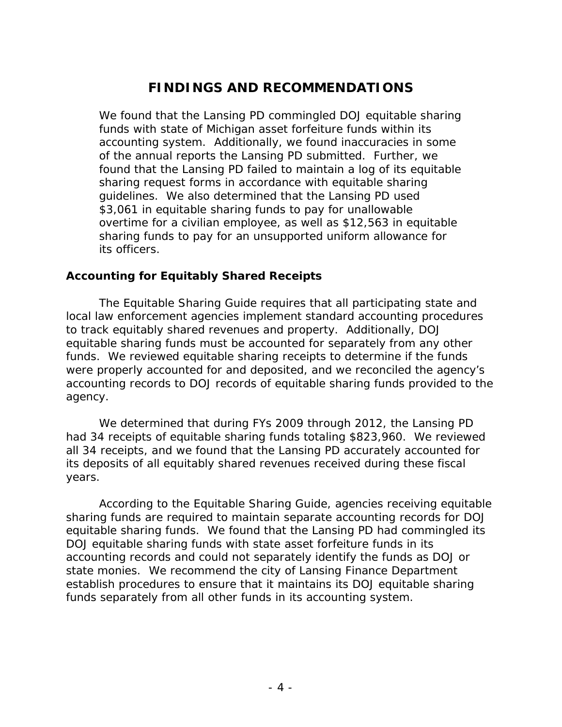# FINDINGS AND RECOMMENDATIONS

We found that the Lansing PD commingled DOJ equitable sharing funds with state of Michigan asset forfeiture funds within its accounting system. Additionally, we found inaccuracies in some of the annual reports the Lansing PD submitted. Further, we found that the Lansing PD failed to maintain a log of its equitable sharing request forms in accordance with equitable sharing guidelines. We also determined that the Lansing PD used $3,061 in equitable sharing funds to pay for unallowable overtime for a civilian employee, as well as $12,563 in equitable sharing funds to pay for an unsupported uniform allowance for its officers.

### Accounting for Equitably Shared Receipts

The Equitable Sharing Guide requires that all participating state and local law enforcement agencies implement standard accounting procedures to track equitably shared revenues and property. Additionally, DOJ equitable sharing funds must be accounted for separately from any other funds. We reviewed equitable sharing receipts to determine if the funds were properly accounted for and deposited, and we reconciled the agency's accounting records to DOJ records of equitable sharing funds provided to the agency.

We determined that during FYs 2009 through 2012, the Lansing PD had 34 receipts of equitable sharing funds totaling $823,960. We reviewed all 34 receipts, and we found that the Lansing PD accurately accounted for its deposits of all equitably shared revenues received during these fiscal years.

According to the Equitable Sharing Guide, agencies receiving equitable sharing funds are required to maintain separate accounting records for DOJ equitable sharing funds. We found that the Lansing PD had commingled its DOJ equitable sharing funds with state asset forfeiture funds in its accounting records and could not separately identify the funds as DOJ or state monies. We recommend the city of Lansing Finance Department establish procedures to ensure that it maintains its DOJ equitable sharing funds separately from all other funds in its accounting system.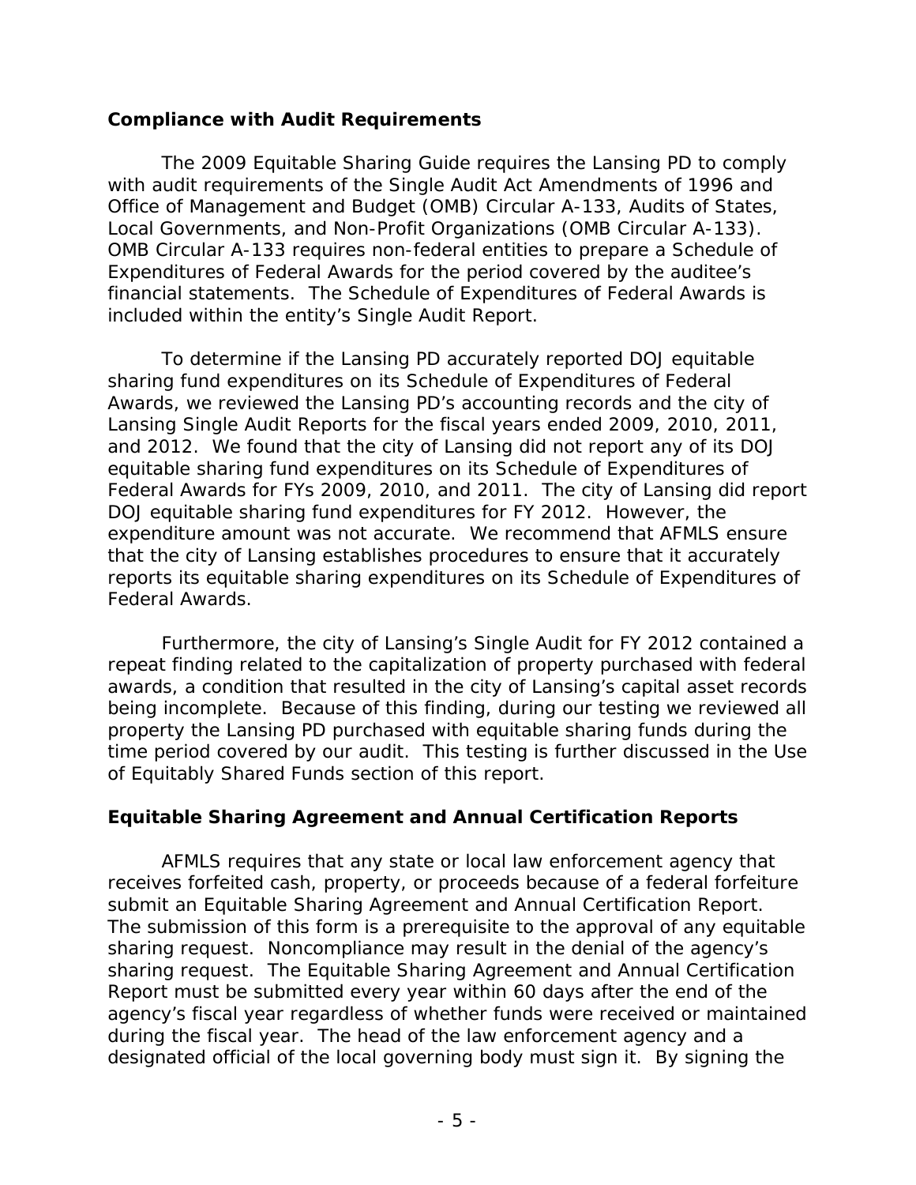### Compliance with Audit Requirements

The 2009 Equitable Sharing Guide requires the Lansing PD to comply with audit requirements of the Single Audit Act Amendments of 1996 and Office of Management and Budget (OMB) Circular A-133, Audits of States, Local Governments, and Non-Profit Organizations (OMB Circular A-133). OMB Circular A-133 requires non-federal entities to prepare a Schedule of Expenditures of Federal Awards for the period covered by the auditee's financial statements. The Schedule of Expenditures of Federal Awards is included within the entity's Single Audit Report.

To determine if the Lansing PD accurately reported DOJ equitable sharing fund expenditures on its Schedule of Expenditures of Federal Awards, we reviewed the Lansing PD's accounting records and the city of Lansing Single Audit Reports for the fiscal years ended 2009, 2010, 2011, and 2012. We found that the city of Lansing did not report any of its DOJ equitable sharing fund expenditures on its Schedule of Expenditures of Federal Awards for FYs 2009, 2010, and 2011. The city of Lansing did report DOJ equitable sharing fund expenditures for FY 2012. However, the expenditure amount was not accurate. We recommend that AFMLS ensure that the city of Lansing establishes procedures to ensure that it accurately reports its equitable sharing expenditures on its Schedule of Expenditures of Federal Awards.

Furthermore, the city of Lansing's Single Audit for FY 2012 contained a repeat finding related to the capitalization of property purchased with federal awards, a condition that resulted in the city of Lansing's capital asset records being incomplete. Because of this finding, during our testing we reviewed all property the Lansing PD purchased with equitable sharing funds during the time period covered by our audit. This testing is further discussed in the Use of Equitably Shared Funds section of this report.

### Equitable Sharing Agreement and Annual Certification Reports

AFMLS requires that any state or local law enforcement agency that receives forfeited cash, property, or proceeds because of a federal forfeiture submit an Equitable Sharing Agreement and Annual Certification Report. The submission of this form is a prerequisite to the approval of any equitable sharing request. Noncompliance may result in the denial of the agency's sharing request. The Equitable Sharing Agreement and Annual Certification Report must be submitted every year within 60 days after the end of the agency's fiscal year regardless of whether funds were received or maintained during the fiscal year. The head of the law enforcement agency and a designated official of the local governing body must sign it. By signing the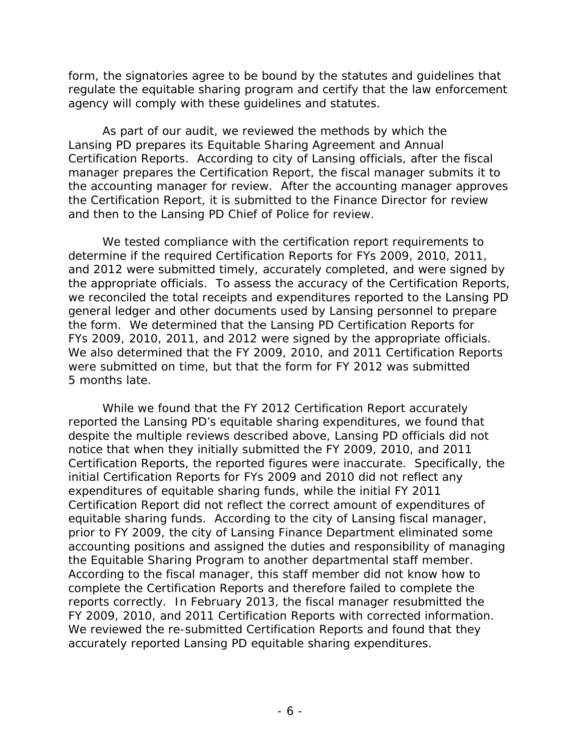form, the signatories agree to be bound by the statutes and guidelines that regulate the equitable sharing program and certify that the law enforcement agency will comply with these guidelines and statutes.

As part of our audit, we reviewed the methods by which the Lansing PD prepares its Equitable Sharing Agreement and Annual Certification Reports. According to city of Lansing officials, after the fiscal manager prepares the Certification Report, the fiscal manager submits it to the accounting manager for review. After the accounting manager approves the Certification Report, it is submitted to the Finance Director for review and then to the Lansing PD Chief of Police for review.

We tested compliance with the certification report requirements to determine if the required Certification Reports for FYs 2009, 2010, 2011, and 2012 were submitted timely, accurately completed, and were signed by the appropriate officials. To assess the accuracy of the Certification Reports, we reconciled the total receipts and expenditures reported to the Lansing PD general ledger and other documents used by Lansing personnel to prepare the form. We determined that the Lansing PD Certification Reports for FYs 2009, 2010, 2011, and 2012 were signed by the appropriate officials. We also determined that the FY 2009, 2010, and 2011 Certification Reports were submitted on time, but that the form for FY 2012 was submitted 5 months late.

While we found that the FY 2012 Certification Report accurately reported the Lansing PD's equitable sharing expenditures, we found that despite the multiple reviews described above, Lansing PD officials did not notice that when they initially submitted the FY 2009, 2010, and 2011 Certification Reports, the reported figures were inaccurate. Specifically, the initial Certification Reports for FYs 2009 and 2010 did not reflect any expenditures of equitable sharing funds, while the initial FY 2011 Certification Report did not reflect the correct amount of expenditures of equitable sharing funds. According to the city of Lansing fiscal manager, prior to FY 2009, the city of Lansing Finance Department eliminated some accounting positions and assigned the duties and responsibility of managing the Equitable Sharing Program to another departmental staff member. According to the fiscal manager, this staff member did not know how to complete the Certification Reports and therefore failed to complete the reports correctly. In February 2013, the fiscal manager resubmitted the FY 2009, 2010, and 2011 Certification Reports with corrected information. We reviewed the re-submitted Certification Reports and found that they accurately reported Lansing PD equitable sharing expenditures.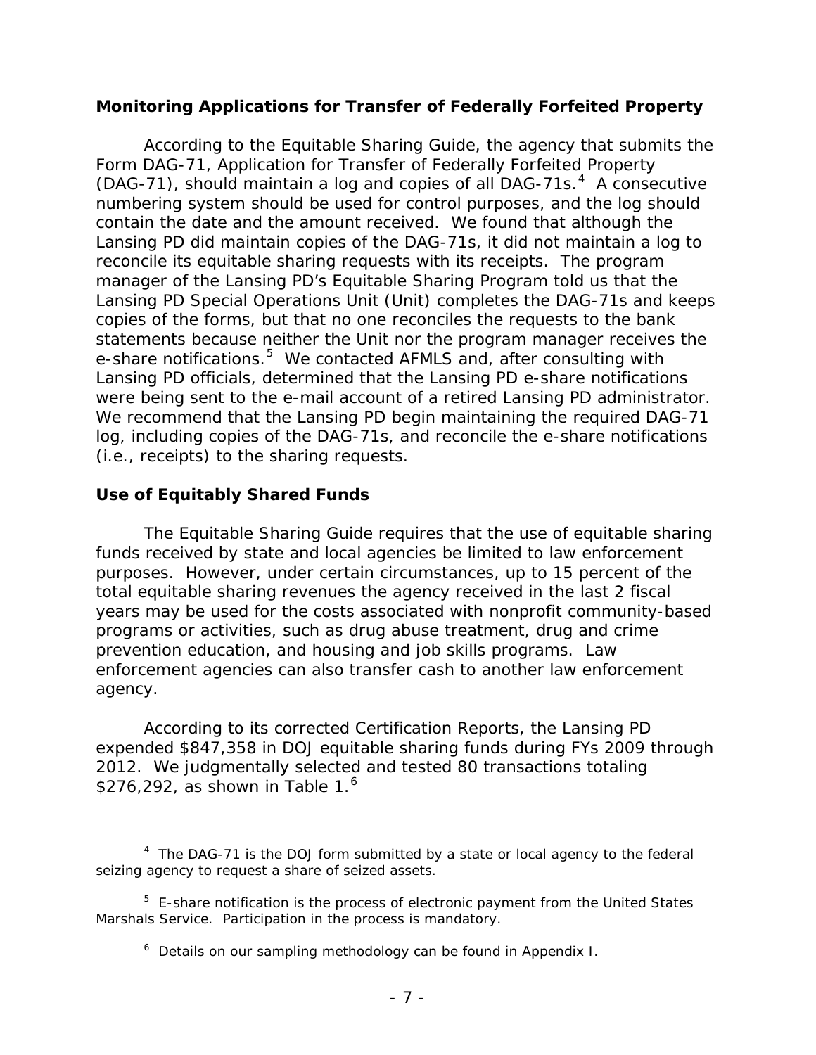## Monitoring Applications for Transfer of Federally Forfeited Property

According to the Equitable Sharing Guide, the agency that submits the Form DAG-71, Application for Transfer of Federally Forfeited Property (DAG-71), should maintain a log and copies of all DAG-71s.[4] A consecutive numbering system should be used for control purposes, and the log should contain the date and the amount received. We found that although the Lansing PD did maintain copies of the DAG-71s, it did not maintain a log to reconcile its equitable sharing requests with its receipts. The program manager of the Lansing PD's Equitable Sharing Program told us that the Lansing PD Special Operations Unit (Unit) completes the DAG-71s and keeps copies of the forms, but that no one reconciles the requests to the bank statements because neither the Unit nor the program manager receives the e-share notifications.[5] We contacted AFMLS and, after consulting with Lansing PD officials, determined that the Lansing PD e-share notifications were being sent to the e-mail account of a retired Lansing PD administrator. We recommend that the Lansing PD begin maintaining the required DAG-71 log, including copies of the DAG-71s, and reconcile the e-share notifications (i.e., receipts) to the sharing requests.

## Use of Equitably Shared Funds

The Equitable Sharing Guide requires that the use of equitable sharing funds received by state and local agencies be limited to law enforcement purposes. However, under certain circumstances, up to 15 percent of the total equitable sharing revenues the agency received in the last 2 fiscal years may be used for the costs associated with nonprofit community-based programs or activities, such as drug abuse treatment, drug and crime prevention education, and housing and job skills programs. Law enforcement agencies can also transfer cash to another law enforcement agency.

According to its corrected Certification Reports, the Lansing PD expended $847,358 in DOJ equitable sharing funds during FYs 2009 through 2012. We judgmentally selected and tested 80 transactions totaling $276,292, as shown in Table 1.[6]

---

[4] The DAG-71 is the DOJ form submitted by a state or local agency to the federal seizing agency to request a share of seized assets.

[5] E-share notification is the process of electronic payment from the United States Marshals Service. Participation in the process is mandatory.

[6] Details on our sampling methodology can be found in Appendix I.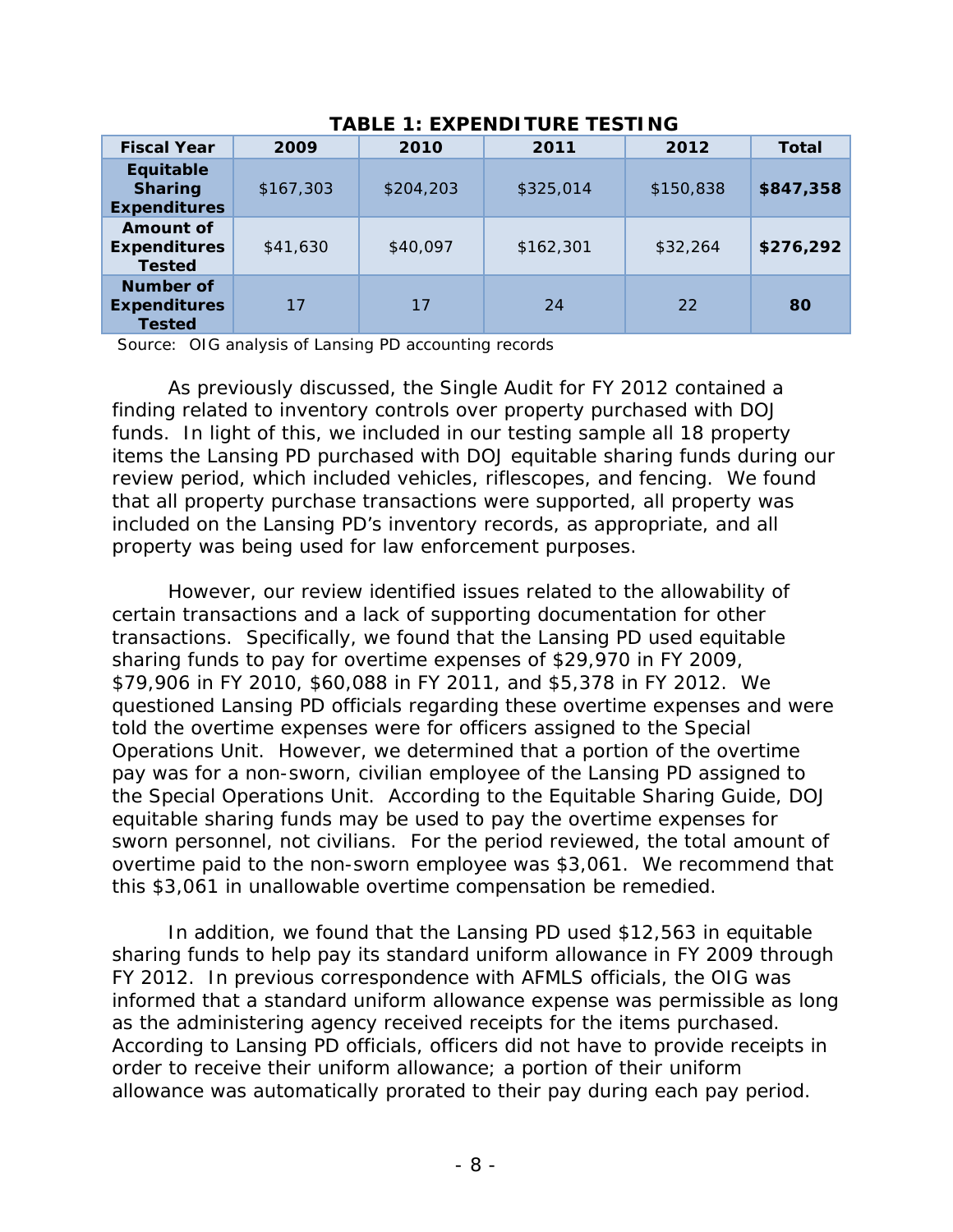**TABLE 1: EXPENDITURE TESTING**

| Fiscal Year | 2009 | 2010 | 2011 | 2012 | Total |
|---|---|---|---|---|---|
| **Equitable Sharing Expenditures** | $167,303 | $204,203 | $325,014 | $150,838 | **$847,358** |
| **Amount of Expenditures Tested** | $41,630 | $40,097 | $162,301 | $32,264 | **$276,292** |
| **Number of Expenditures Tested** | 17 | 17 | 24 | 22 | **80** |

Source: OIG analysis of Lansing PD accounting records

As previously discussed, the Single Audit for FY 2012 contained a finding related to inventory controls over property purchased with DOJ funds. In light of this, we included in our testing sample all 18 property items the Lansing PD purchased with DOJ equitable sharing funds during our review period, which included vehicles, riflescopes, and fencing. We found that all property purchase transactions were supported, all property was included on the Lansing PD's inventory records, as appropriate, and all property was being used for law enforcement purposes.

However, our review identified issues related to the allowability of certain transactions and a lack of supporting documentation for other transactions. Specifically, we found that the Lansing PD used equitable sharing funds to pay for overtime expenses of $29,970 in FY 2009, $79,906 in FY 2010, $60,088 in FY 2011, and $5,378 in FY 2012. We questioned Lansing PD officials regarding these overtime expenses and were told the overtime expenses were for officers assigned to the Special Operations Unit. However, we determined that a portion of the overtime pay was for a non-sworn, civilian employee of the Lansing PD assigned to the Special Operations Unit. According to the Equitable Sharing Guide, DOJ equitable sharing funds may be used to pay the overtime expenses for sworn personnel, not civilians. For the period reviewed, the total amount of overtime paid to the non-sworn employee was $3,061. We recommend that this $3,061 in unallowable overtime compensation be remedied.

In addition, we found that the Lansing PD used $12,563 in equitable sharing funds to help pay its standard uniform allowance in FY 2009 through FY 2012. In previous correspondence with AFMLS officials, the OIG was informed that a standard uniform allowance expense was permissible as long as the administering agency received receipts for the items purchased. According to Lansing PD officials, officers did not have to provide receipts in order to receive their uniform allowance; a portion of their uniform allowance was automatically prorated to their pay during each pay period.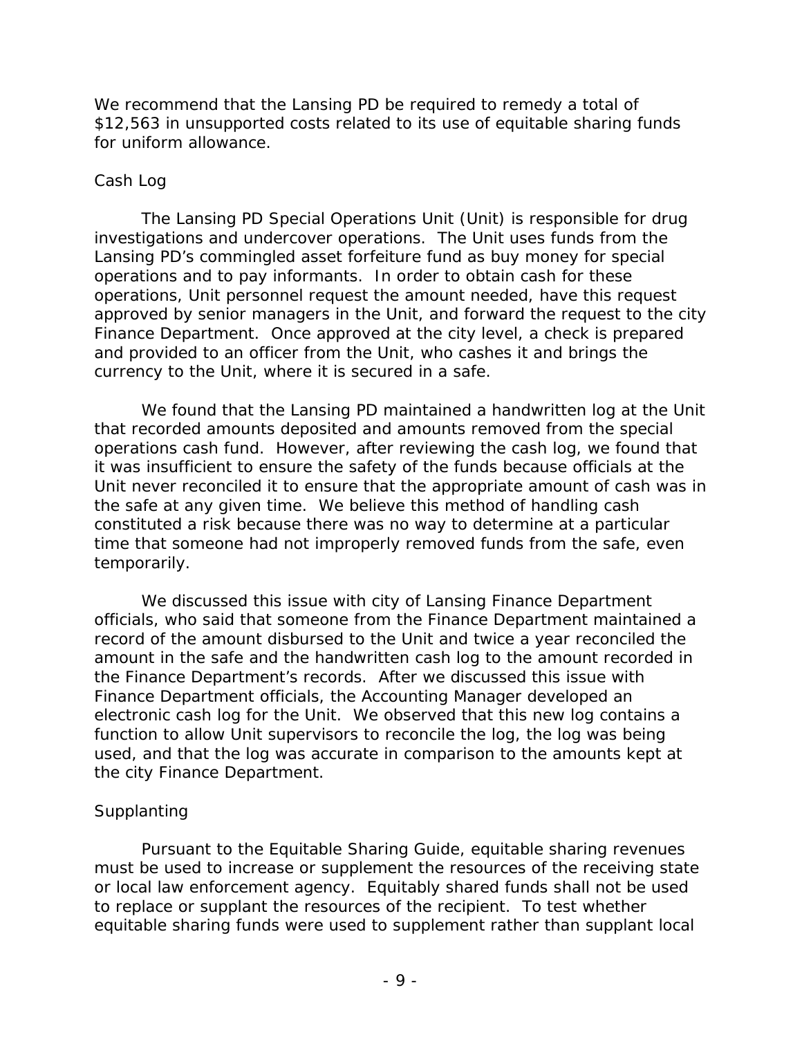We recommend that the Lansing PD be required to remedy a total of $12,563 in unsupported costs related to its use of equitable sharing funds for uniform allowance.

### Cash Log

The Lansing PD Special Operations Unit (Unit) is responsible for drug investigations and undercover operations. The Unit uses funds from the Lansing PD's commingled asset forfeiture fund as buy money for special operations and to pay informants. In order to obtain cash for these operations, Unit personnel request the amount needed, have this request approved by senior managers in the Unit, and forward the request to the city Finance Department. Once approved at the city level, a check is prepared and provided to an officer from the Unit, who cashes it and brings the currency to the Unit, where it is secured in a safe.

We found that the Lansing PD maintained a handwritten log at the Unit that recorded amounts deposited and amounts removed from the special operations cash fund. However, after reviewing the cash log, we found that it was insufficient to ensure the safety of the funds because officials at the Unit never reconciled it to ensure that the appropriate amount of cash was in the safe at any given time. We believe this method of handling cash constituted a risk because there was no way to determine at a particular time that someone had not improperly removed funds from the safe, even temporarily.

We discussed this issue with city of Lansing Finance Department officials, who said that someone from the Finance Department maintained a record of the amount disbursed to the Unit and twice a year reconciled the amount in the safe and the handwritten cash log to the amount recorded in the Finance Department's records. After we discussed this issue with Finance Department officials, the Accounting Manager developed an electronic cash log for the Unit. We observed that this new log contains a function to allow Unit supervisors to reconcile the log, the log was being used, and that the log was accurate in comparison to the amounts kept at the city Finance Department.

### Supplanting

Pursuant to the Equitable Sharing Guide, equitable sharing revenues must be used to increase or supplement the resources of the receiving state or local law enforcement agency. Equitably shared funds shall not be used to replace or supplant the resources of the recipient. To test whether equitable sharing funds were used to supplement rather than supplant local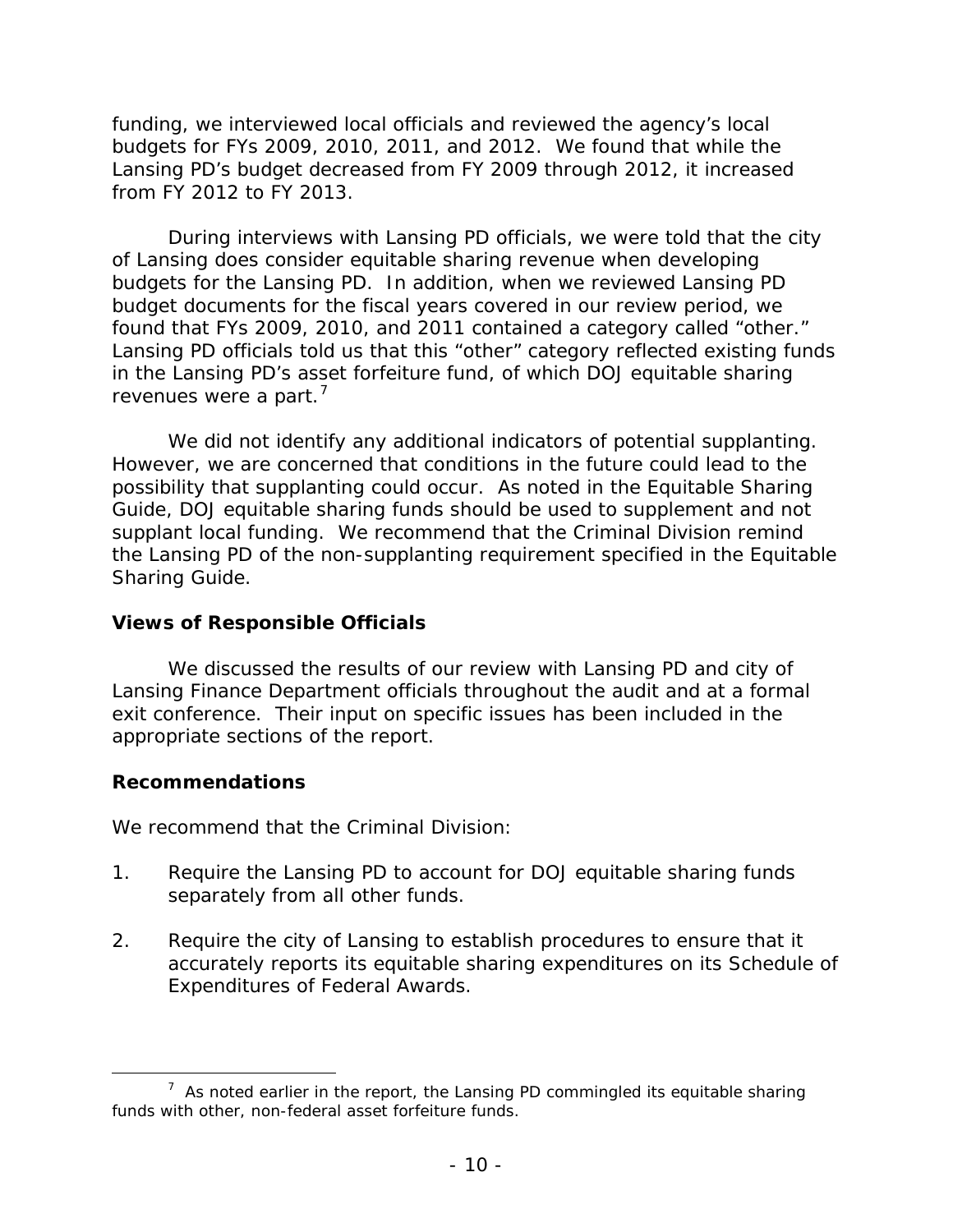funding, we interviewed local officials and reviewed the agency's local budgets for FYs 2009, 2010, 2011, and 2012. We found that while the Lansing PD's budget decreased from FY 2009 through 2012, it increased from FY 2012 to FY 2013.

During interviews with Lansing PD officials, we were told that the city of Lansing does consider equitable sharing revenue when developing budgets for the Lansing PD. In addition, when we reviewed Lansing PD budget documents for the fiscal years covered in our review period, we found that FYs 2009, 2010, and 2011 contained a category called "other." Lansing PD officials told us that this "other" category reflected existing funds in the Lansing PD's asset forfeiture fund, of which DOJ equitable sharing revenues were a part.[7]

We did not identify any additional indicators of potential supplanting. However, we are concerned that conditions in the future could lead to the possibility that supplanting could occur. As noted in the Equitable Sharing Guide, DOJ equitable sharing funds should be used to supplement and not supplant local funding. We recommend that the Criminal Division remind the Lansing PD of the non-supplanting requirement specified in the Equitable Sharing Guide.

### Views of Responsible Officials

We discussed the results of our review with Lansing PD and city of Lansing Finance Department officials throughout the audit and at a formal exit conference. Their input on specific issues has been included in the appropriate sections of the report.

### Recommendations

We recommend that the Criminal Division:

1. Require the Lansing PD to account for DOJ equitable sharing funds separately from all other funds.

2. Require the city of Lansing to establish procedures to ensure that it accurately reports its equitable sharing expenditures on its Schedule of Expenditures of Federal Awards.

---

[7] As noted earlier in the report, the Lansing PD commingled its equitable sharing funds with other, non-federal asset forfeiture funds.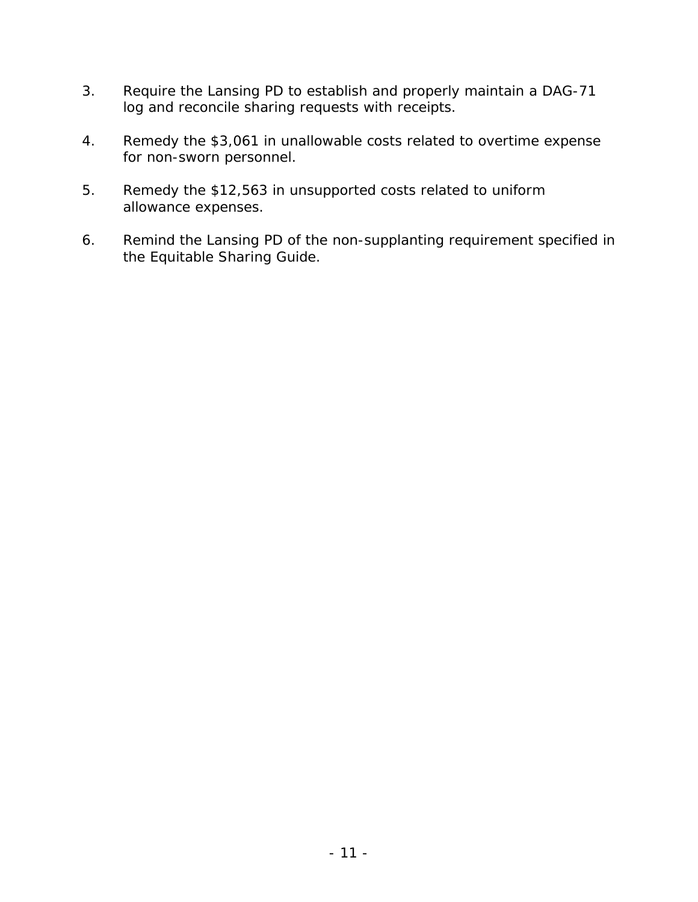3. Require the Lansing PD to establish and properly maintain a DAG-71 log and reconcile sharing requests with receipts.

4. Remedy the $3,061 in unallowable costs related to overtime expense for non-sworn personnel.

5. Remedy the $12,563 in unsupported costs related to uniform allowance expenses.

6. Remind the Lansing PD of the non-supplanting requirement specified in the Equitable Sharing Guide.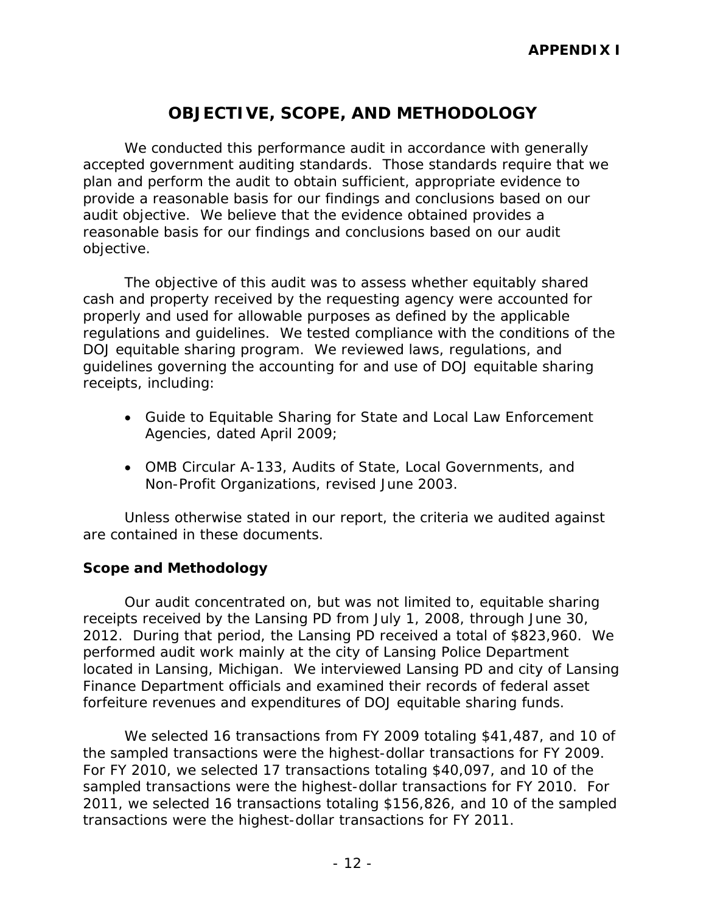**APPENDIX I**

# OBJECTIVE, SCOPE, AND METHODOLOGY

We conducted this performance audit in accordance with generally accepted government auditing standards. Those standards require that we plan and perform the audit to obtain sufficient, appropriate evidence to provide a reasonable basis for our findings and conclusions based on our audit objective. We believe that the evidence obtained provides a reasonable basis for our findings and conclusions based on our audit objective.

The objective of this audit was to assess whether equitably shared cash and property received by the requesting agency were accounted for properly and used for allowable purposes as defined by the applicable regulations and guidelines. We tested compliance with the conditions of the DOJ equitable sharing program. We reviewed laws, regulations, and guidelines governing the accounting for and use of DOJ equitable sharing receipts, including:

- Guide to Equitable Sharing for State and Local Law Enforcement Agencies, dated April 2009;
- OMB Circular A-133, Audits of State, Local Governments, and Non-Profit Organizations, revised June 2003.

Unless otherwise stated in our report, the criteria we audited against are contained in these documents.

## Scope and Methodology

Our audit concentrated on, but was not limited to, equitable sharing receipts received by the Lansing PD from July 1, 2008, through June 30, 2012. During that period, the Lansing PD received a total of $823,960. We performed audit work mainly at the city of Lansing Police Department located in Lansing, Michigan. We interviewed Lansing PD and city of Lansing Finance Department officials and examined their records of federal asset forfeiture revenues and expenditures of DOJ equitable sharing funds.

We selected 16 transactions from FY 2009 totaling $41,487, and 10 of the sampled transactions were the highest-dollar transactions for FY 2009. For FY 2010, we selected 17 transactions totaling $40,097, and 10 of the sampled transactions were the highest-dollar transactions for FY 2010. For 2011, we selected 16 transactions totaling $156,826, and 10 of the sampled transactions were the highest-dollar transactions for FY 2011.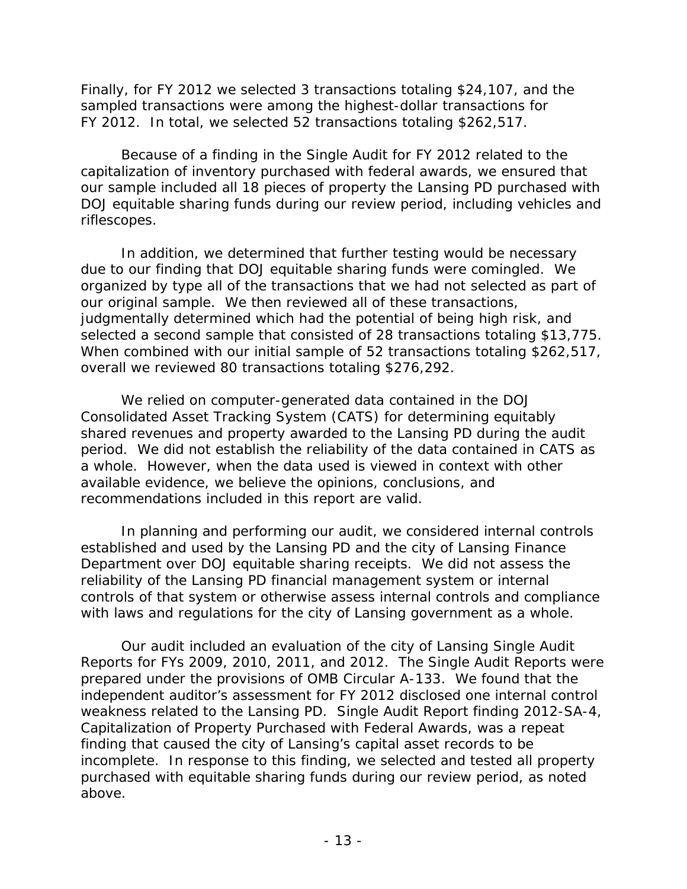Finally, for FY 2012 we selected 3 transactions totaling $24,107, and the sampled transactions were among the highest-dollar transactions for FY 2012. In total, we selected 52 transactions totaling $262,517.

Because of a finding in the Single Audit for FY 2012 related to the capitalization of inventory purchased with federal awards, we ensured that our sample included all 18 pieces of property the Lansing PD purchased with DOJ equitable sharing funds during our review period, including vehicles and riflescopes.

In addition, we determined that further testing would be necessary due to our finding that DOJ equitable sharing funds were comingled. We organized by type all of the transactions that we had not selected as part of our original sample. We then reviewed all of these transactions, judgmentally determined which had the potential of being high risk, and selected a second sample that consisted of 28 transactions totaling $13,775. When combined with our initial sample of 52 transactions totaling $262,517, overall we reviewed 80 transactions totaling $276,292.

We relied on computer-generated data contained in the DOJ Consolidated Asset Tracking System (CATS) for determining equitably shared revenues and property awarded to the Lansing PD during the audit period. We did not establish the reliability of the data contained in CATS as a whole. However, when the data used is viewed in context with other available evidence, we believe the opinions, conclusions, and recommendations included in this report are valid.

In planning and performing our audit, we considered internal controls established and used by the Lansing PD and the city of Lansing Finance Department over DOJ equitable sharing receipts. We did not assess the reliability of the Lansing PD financial management system or internal controls of that system or otherwise assess internal controls and compliance with laws and regulations for the city of Lansing government as a whole.

Our audit included an evaluation of the city of Lansing Single Audit Reports for FYs 2009, 2010, 2011, and 2012. The Single Audit Reports were prepared under the provisions of OMB Circular A-133. We found that the independent auditor's assessment for FY 2012 disclosed one internal control weakness related to the Lansing PD. Single Audit Report finding 2012-SA-4, Capitalization of Property Purchased with Federal Awards, was a repeat finding that caused the city of Lansing's capital asset records to be incomplete. In response to this finding, we selected and tested all property purchased with equitable sharing funds during our review period, as noted above.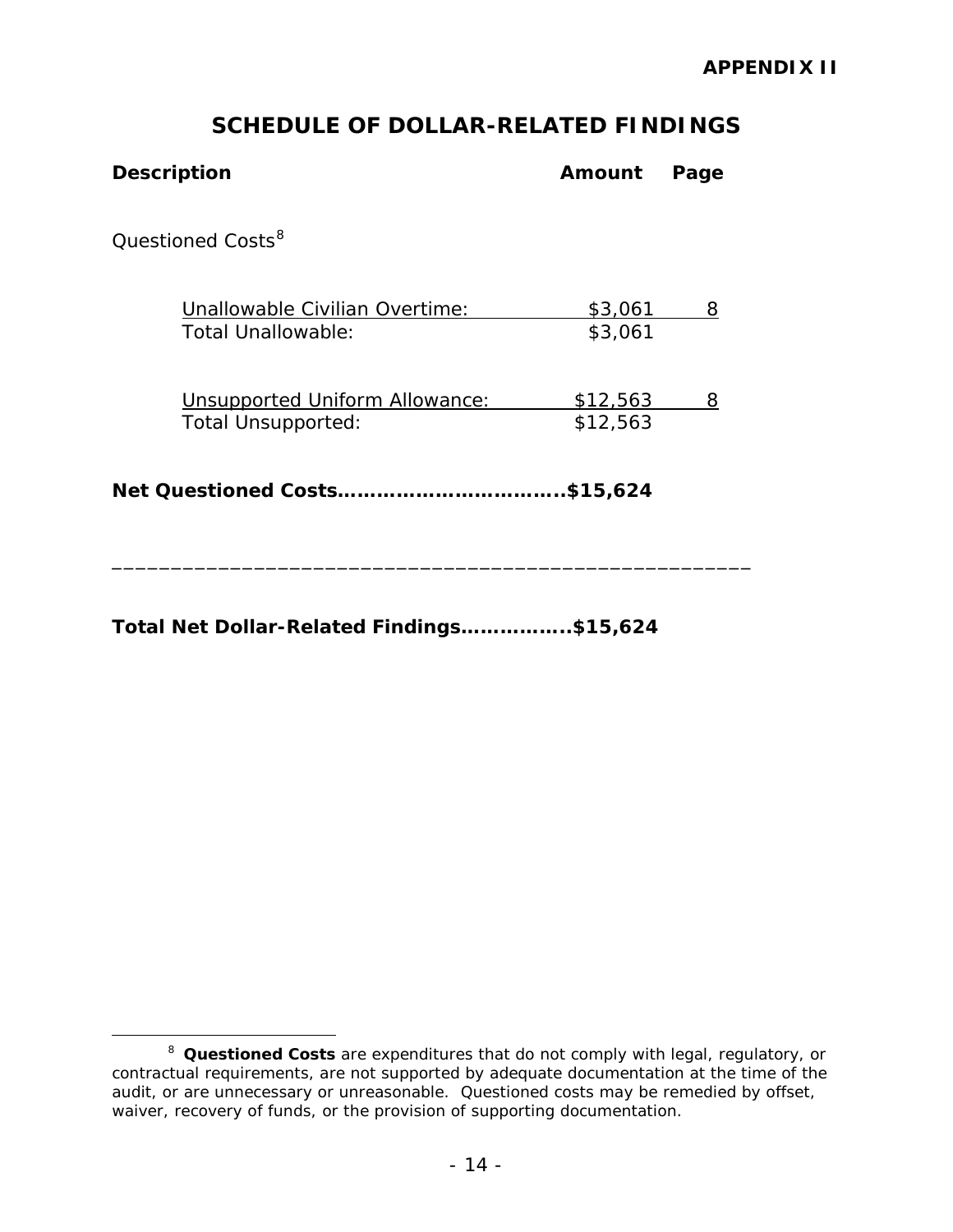**APPENDIX II**

# SCHEDULE OF DOLLAR-RELATED FINDINGS

| Description | Amount | Page |
|---|---|---|
| Questioned Costs[8] | | |
| Unallowable Civilian Overtime: | $3,061 | 8 |
| Total Unallowable: | $3,061 | |
| Unsupported Uniform Allowance: | $12,563 | 8 |
| Total Unsupported: | $12,563 | |
| **Net Questioned Costs** | **$15,624** | |

---

**Total Net Dollar-Related Findings……………..$15,624**

---

[8] **Questioned Costs** are expenditures that do not comply with legal, regulatory, or contractual requirements, are not supported by adequate documentation at the time of the audit, or are unnecessary or unreasonable. Questioned costs may be remedied by offset, waiver, recovery of funds, or the provision of supporting documentation.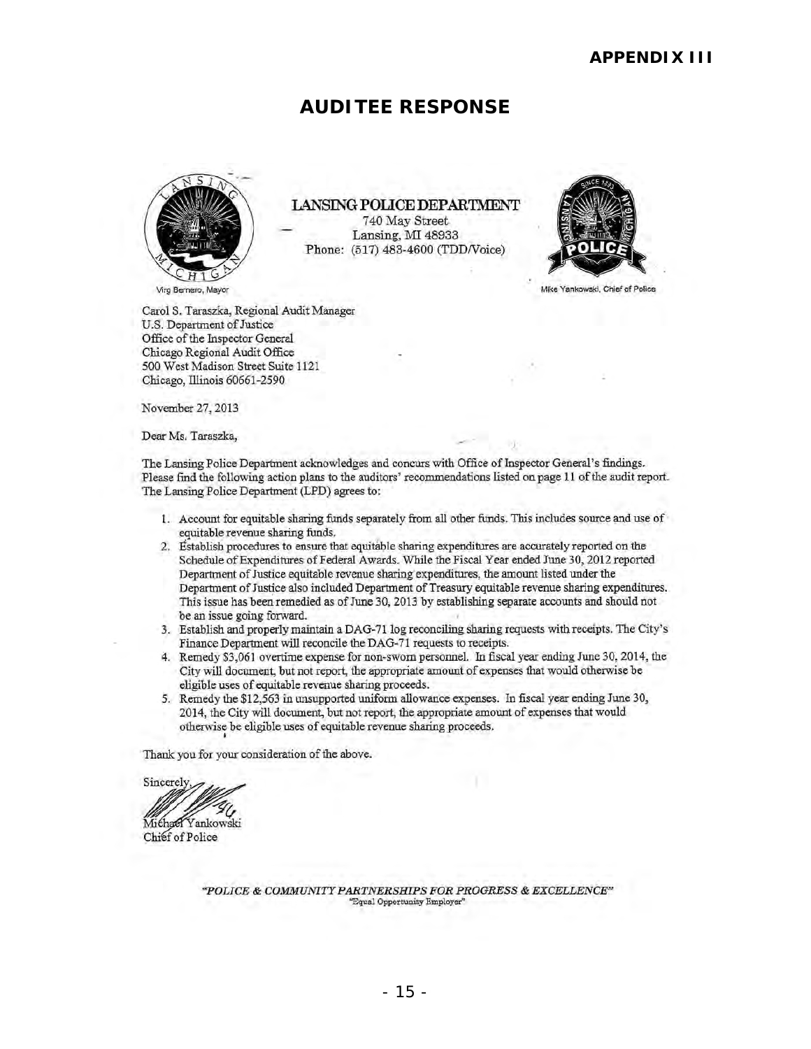**APPENDIX III**

# AUDITEE RESPONSE

**LANSING POLICE DEPARTMENT**
740 May Street
Lansing, MI 48933
Phone: (517) 483-4600 (TDD/Voice)

Virg Bernero, Mayor

Mike Yankowski, Chief of Police

Carol S. Taraszka, Regional Audit Manager
U.S. Department of Justice
Office of the Inspector General
Chicago Regional Audit Office
500 West Madison Street Suite 1121
Chicago, Illinois 60661-2590

November 27, 2013

Dear Ms. Taraszka,

The Lansing Police Department acknowledges and concurs with Office of Inspector General's findings. Please find the following action plans to the auditors' recommendations listed on page 11 of the audit report. The Lansing Police Department (LPD) agrees to:

1. Account for equitable sharing funds separately from all other funds. This includes source and use of equitable revenue sharing funds.
2. Establish procedures to ensure that equitable sharing expenditures are accurately reported on the Schedule of Expenditures of Federal Awards. While the Fiscal Year ended June 30, 2012 reported Department of Justice equitable revenue sharing expenditures, the amount listed under the Department of Justice also included Department of Treasury equitable revenue sharing expenditures. This issue has been remedied as of June 30, 2013 by establishing separate accounts and should not be an issue going forward.
3. Establish and properly maintain a DAG-71 log reconciling sharing requests with receipts. The City's Finance Department will reconcile the DAG-71 requests to receipts.
4. Remedy $3,061 overtime expense for non-sworn personnel. In fiscal year ending June 30, 2014, the City will document, but not report, the appropriate amount of expenses that would otherwise be eligible uses of equitable revenue sharing proceeds.
5. Remedy the $12,563 in unsupported uniform allowance expenses. In fiscal year ending June 30, 2014, the City will document, but not report, the appropriate amount of expenses that would otherwise be eligible uses of equitable revenue sharing proceeds.

Thank you for your consideration of the above.

Sincerely,

Michael Yankowski
Chief of Police

*"POLICE & COMMUNITY PARTNERSHIPS FOR PROGRESS & EXCELLENCE"*
"Equal Opportunity Employer"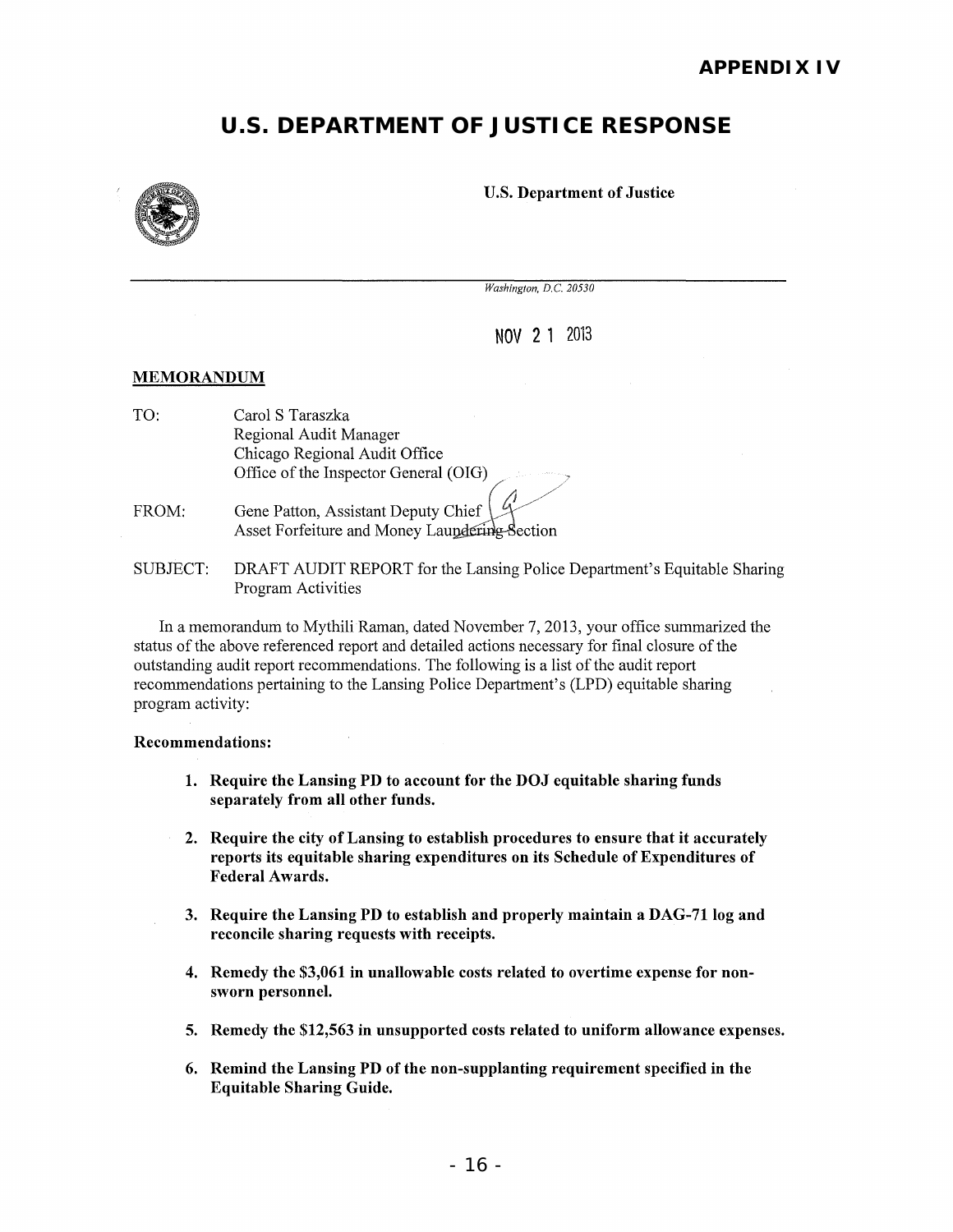**APPENDIX IV**

# U.S. DEPARTMENT OF JUSTICE RESPONSE

**U.S. Department of Justice**

*Washington, D.C. 20530*

NOV 21 2013

**MEMORANDUM**

TO: Carol S Taraszka
Regional Audit Manager
Chicago Regional Audit Office
Office of the Inspector General (OIG)

FROM: Gene Patton, Assistant Deputy Chief
Asset Forfeiture and Money Laundering Section

SUBJECT: DRAFT AUDIT REPORT for the Lansing Police Department's Equitable Sharing Program Activities

In a memorandum to Mythili Raman, dated November 7, 2013, your office summarized the status of the above referenced report and detailed actions necessary for final closure of the outstanding audit report recommendations. The following is a list of the audit report recommendations pertaining to the Lansing Police Department's (LPD) equitable sharing program activity:

**Recommendations:**

1. **Require the Lansing PD to account for the DOJ equitable sharing funds separately from all other funds.**

2. **Require the city of Lansing to establish procedures to ensure that it accurately reports its equitable sharing expenditures on its Schedule of Expenditures of Federal Awards.**

3. **Require the Lansing PD to establish and properly maintain a DAG-71 log and reconcile sharing requests with receipts.**

4. **Remedy the $3,061 in unallowable costs related to overtime expense for non-sworn personnel.**

5. **Remedy the $12,563 in unsupported costs related to uniform allowance expenses.**

6. **Remind the Lansing PD of the non-supplanting requirement specified in the Equitable Sharing Guide.**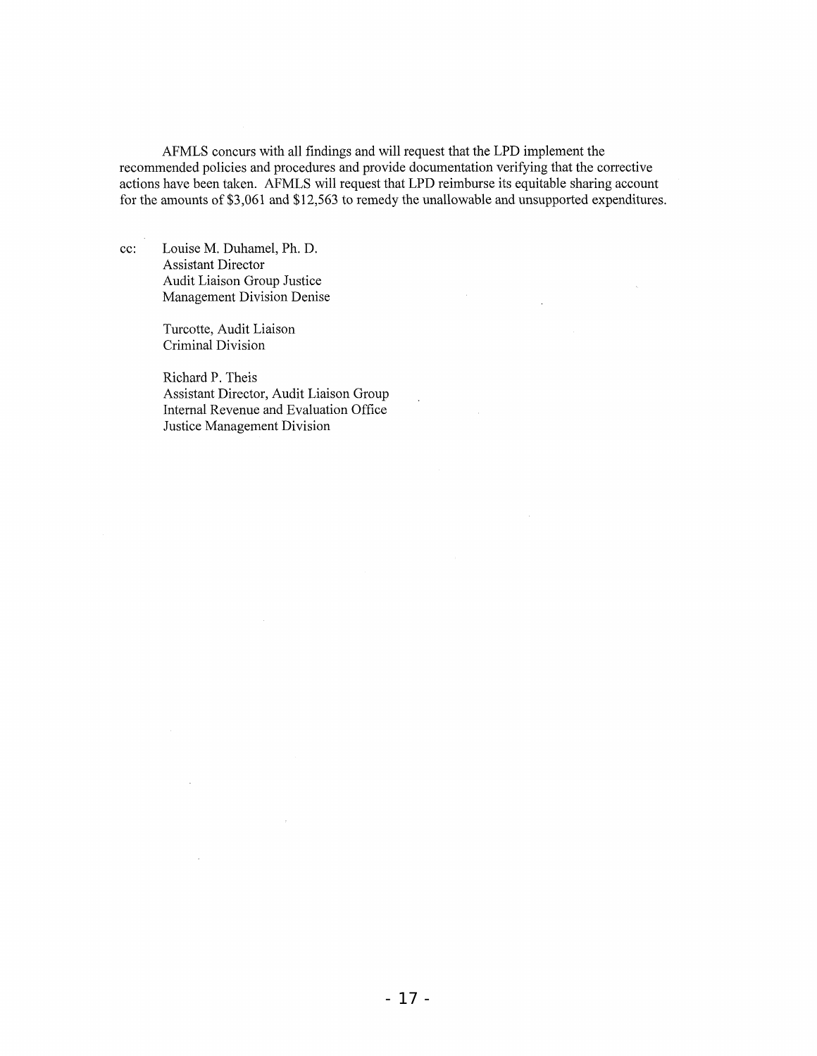AFMLS concurs with all findings and will request that the LPD implement the recommended policies and procedures and provide documentation verifying that the corrective actions have been taken. AFMLS will request that LPD reimburse its equitable sharing account for the amounts of $3,061 and $12,563 to remedy the unallowable and unsupported expenditures.

cc: Louise M. Duhamel, Ph. D.
Assistant Director
Audit Liaison Group Justice
Management Division Denise

Turcotte, Audit Liaison
Criminal Division

Richard P. Theis
Assistant Director, Audit Liaison Group
Internal Revenue and Evaluation Office
Justice Management Division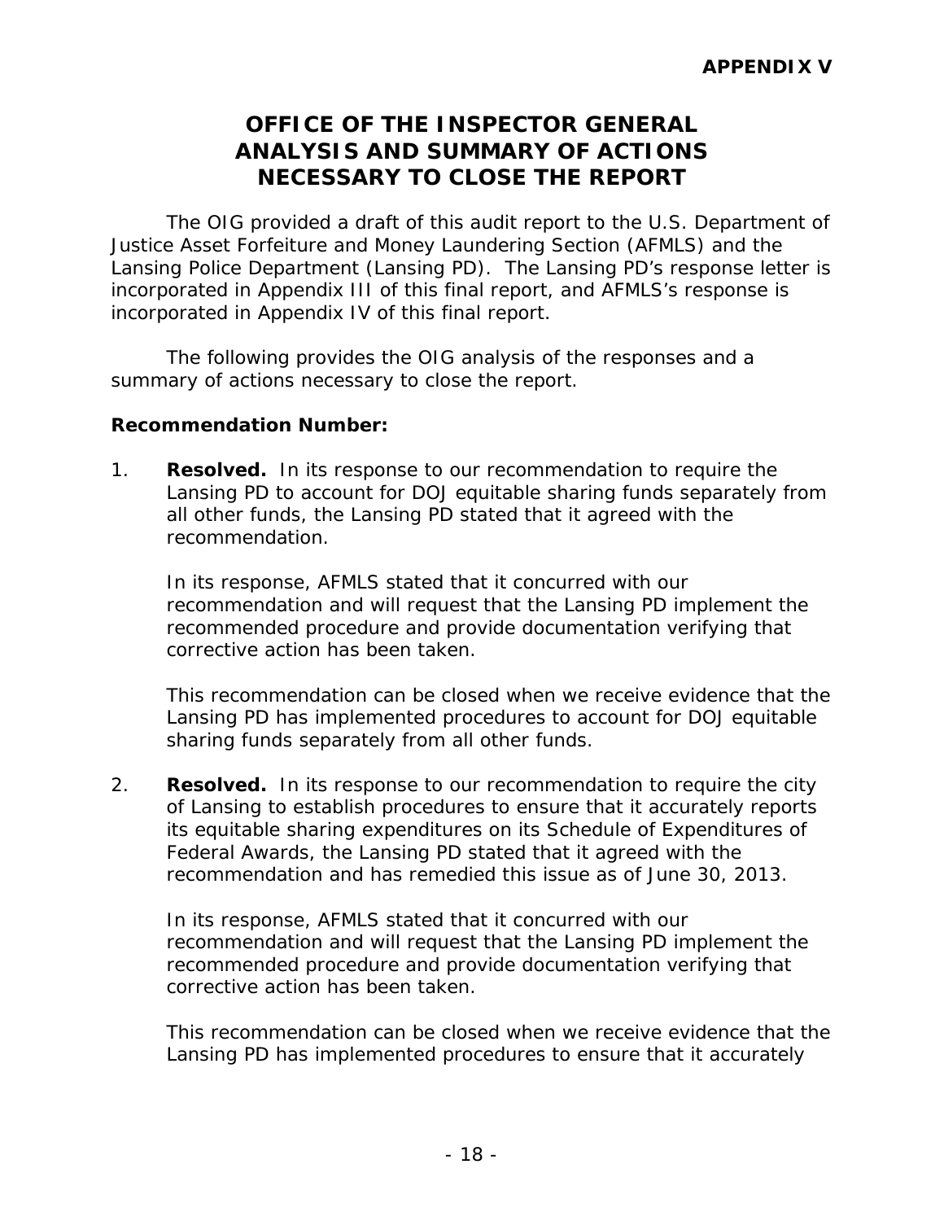**APPENDIX V**

# OFFICE OF THE INSPECTOR GENERAL ANALYSIS AND SUMMARY OF ACTIONS NECESSARY TO CLOSE THE REPORT

The OIG provided a draft of this audit report to the U.S. Department of Justice Asset Forfeiture and Money Laundering Section (AFMLS) and the Lansing Police Department (Lansing PD). The Lansing PD's response letter is incorporated in Appendix III of this final report, and AFMLS's response is incorporated in Appendix IV of this final report.

The following provides the OIG analysis of the responses and a summary of actions necessary to close the report.

**Recommendation Number:**

1. **Resolved.** In its response to our recommendation to require the Lansing PD to account for DOJ equitable sharing funds separately from all other funds, the Lansing PD stated that it agreed with the recommendation.

   In its response, AFMLS stated that it concurred with our recommendation and will request that the Lansing PD implement the recommended procedure and provide documentation verifying that corrective action has been taken.

   This recommendation can be closed when we receive evidence that the Lansing PD has implemented procedures to account for DOJ equitable sharing funds separately from all other funds.

2. **Resolved.** In its response to our recommendation to require the city of Lansing to establish procedures to ensure that it accurately reports its equitable sharing expenditures on its Schedule of Expenditures of Federal Awards, the Lansing PD stated that it agreed with the recommendation and has remedied this issue as of June 30, 2013.

   In its response, AFMLS stated that it concurred with our recommendation and will request that the Lansing PD implement the recommended procedure and provide documentation verifying that corrective action has been taken.

   This recommendation can be closed when we receive evidence that the Lansing PD has implemented procedures to ensure that it accurately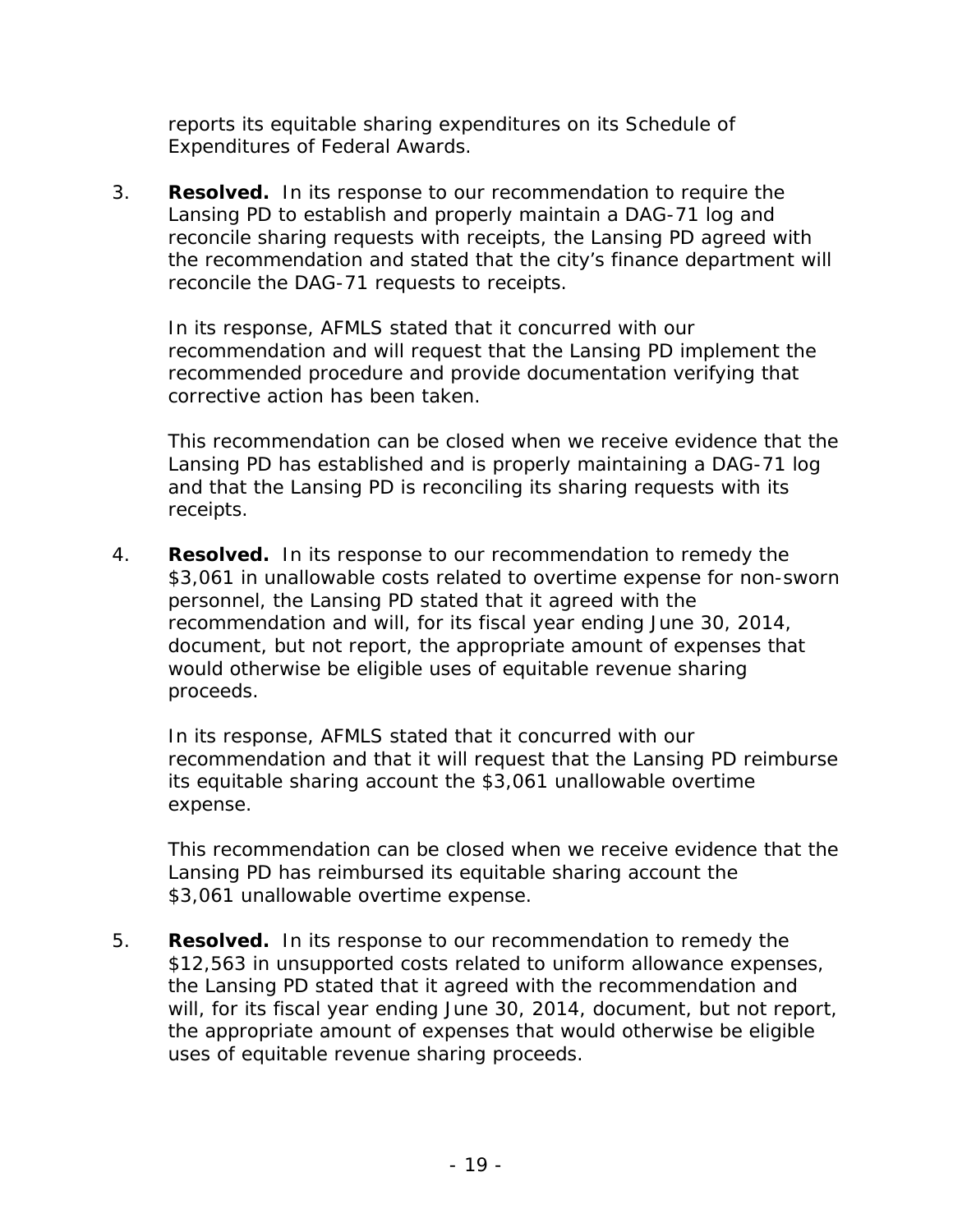reports its equitable sharing expenditures on its Schedule of Expenditures of Federal Awards.

3. **Resolved.** In its response to our recommendation to require the Lansing PD to establish and properly maintain a DAG-71 log and reconcile sharing requests with receipts, the Lansing PD agreed with the recommendation and stated that the city's finance department will reconcile the DAG-71 requests to receipts.

   In its response, AFMLS stated that it concurred with our recommendation and will request that the Lansing PD implement the recommended procedure and provide documentation verifying that corrective action has been taken.

   This recommendation can be closed when we receive evidence that the Lansing PD has established and is properly maintaining a DAG-71 log and that the Lansing PD is reconciling its sharing requests with its receipts.

4. **Resolved.** In its response to our recommendation to remedy the $3,061 in unallowable costs related to overtime expense for non-sworn personnel, the Lansing PD stated that it agreed with the recommendation and will, for its fiscal year ending June 30, 2014, document, but not report, the appropriate amount of expenses that would otherwise be eligible uses of equitable revenue sharing proceeds.

   In its response, AFMLS stated that it concurred with our recommendation and that it will request that the Lansing PD reimburse its equitable sharing account the $3,061 unallowable overtime expense.

   This recommendation can be closed when we receive evidence that the Lansing PD has reimbursed its equitable sharing account the $3,061 unallowable overtime expense.

5. **Resolved.** In its response to our recommendation to remedy the $12,563 in unsupported costs related to uniform allowance expenses, the Lansing PD stated that it agreed with the recommendation and will, for its fiscal year ending June 30, 2014, document, but not report, the appropriate amount of expenses that would otherwise be eligible uses of equitable revenue sharing proceeds.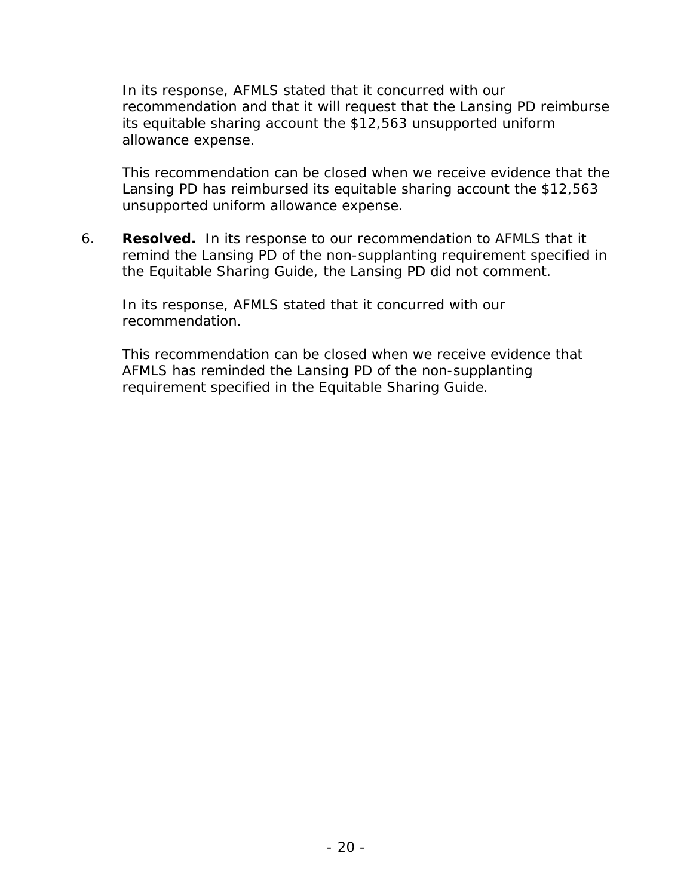In its response, AFMLS stated that it concurred with our recommendation and that it will request that the Lansing PD reimburse its equitable sharing account the $12,563 unsupported uniform allowance expense.

This recommendation can be closed when we receive evidence that the Lansing PD has reimbursed its equitable sharing account the $12,563 unsupported uniform allowance expense.

6. **Resolved.** In its response to our recommendation to AFMLS that it remind the Lansing PD of the non-supplanting requirement specified in the Equitable Sharing Guide, the Lansing PD did not comment.

   In its response, AFMLS stated that it concurred with our recommendation.

   This recommendation can be closed when we receive evidence that AFMLS has reminded the Lansing PD of the non-supplanting requirement specified in the Equitable Sharing Guide.